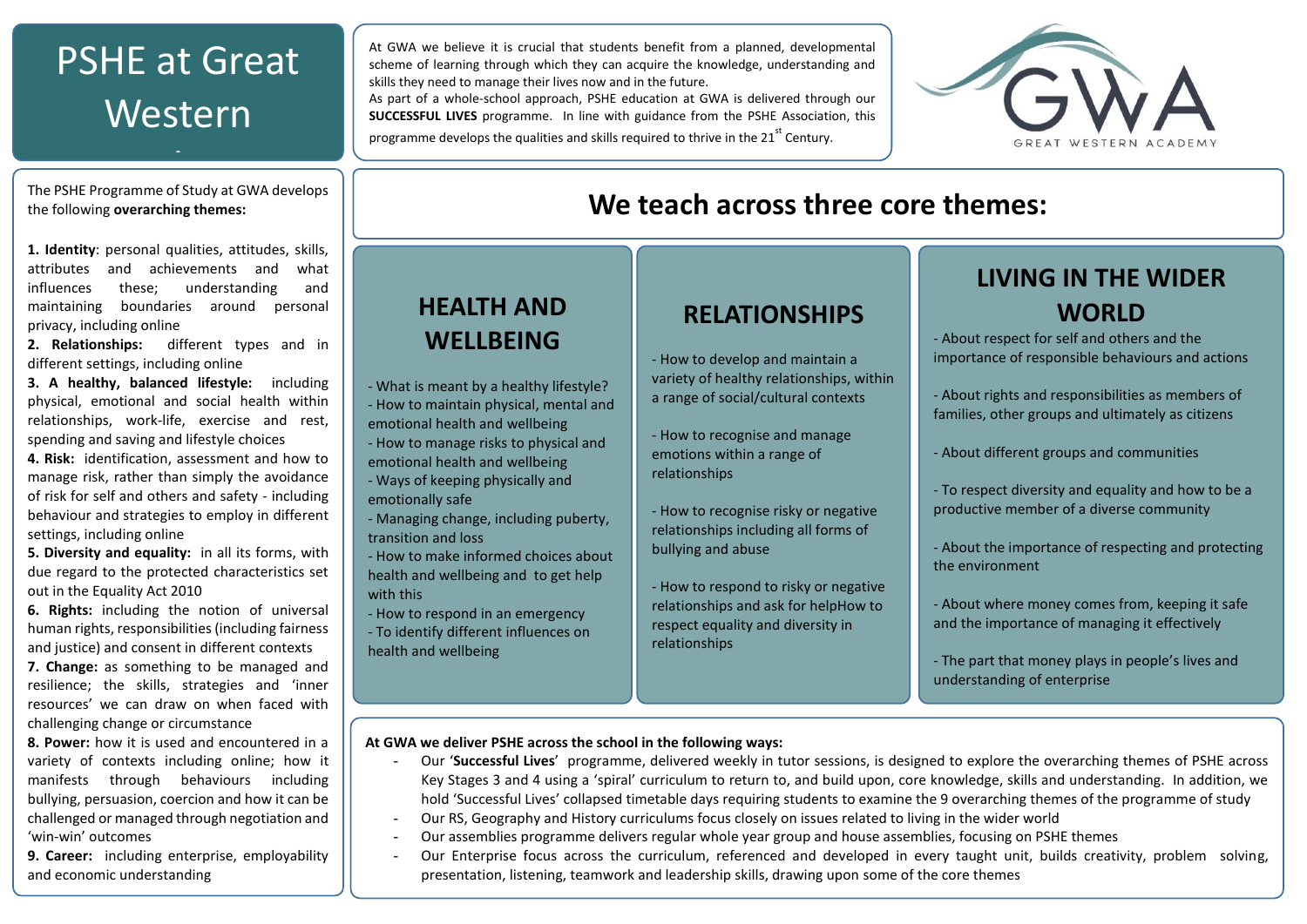# PSHE at Great Western

At GWA we believe it is crucial that students benefit from a planned, developmental scheme of learning through which they can acquire the knowledge, understanding and skills they need to manage their lives now and in the future.
As part of a whole-school approach, PSHE education at GWA is delivered through our **SUCCESSFUL LIVES** programme. In line with guidance from the PSHE Association, this programme develops the qualities and skills required to thrive in the 21st Century.

GWA
GREAT WESTERN ACADEMY

The PSHE Programme of Study at GWA develops the following **overarching themes:**

**1. Identity**: personal qualities, attitudes, skills, attributes and achievements and what influences these; understanding and maintaining boundaries around personal privacy, including online
**2. Relationships:** different types and in different settings, including online
**3. A healthy, balanced lifestyle:** including physical, emotional and social health within relationships, work-life, exercise and rest, spending and saving and lifestyle choices
**4. Risk:** identification, assessment and how to manage risk, rather than simply the avoidance of risk for self and others and safety - including behaviour and strategies to employ in different settings, including online
**5. Diversity and equality:** in all its forms, with due regard to the protected characteristics set out in the Equality Act 2010
**6. Rights:** including the notion of universal human rights, responsibilities (including fairness and justice) and consent in different contexts
**7. Change:** as something to be managed and resilience; the skills, strategies and 'inner resources' we can draw on when faced with challenging change or circumstance
**8. Power:** how it is used and encountered in a variety of contexts including online; how it manifests through behaviours including bullying, persuasion, coercion and how it can be challenged or managed through negotiation and 'win-win' outcomes
**9. Career:** including enterprise, employability and economic understanding

## We teach across three core themes:

### HEALTH AND WELLBEING

- What is meant by a healthy lifestyle?
- How to maintain physical, mental and emotional health and wellbeing
- How to manage risks to physical and emotional health and wellbeing
- Ways of keeping physically and emotionally safe
- Managing change, including puberty, transition and loss
- How to make informed choices about health and wellbeing and to get help with this
- How to respond in an emergency
- To identify different influences on health and wellbeing

### RELATIONSHIPS

- How to develop and maintain a variety of healthy relationships, within a range of social/cultural contexts

- How to recognise and manage emotions within a range of relationships

- How to recognise risky or negative relationships including all forms of bullying and abuse

- How to respond to risky or negative relationships and ask for helpHow to respect equality and diversity in relationships

### LIVING IN THE WIDER WORLD

- About respect for self and others and the importance of responsible behaviours and actions

- About rights and responsibilities as members of families, other groups and ultimately as citizens

- About different groups and communities

- To respect diversity and equality and how to be a productive member of a diverse community

- About the importance of respecting and protecting the environment

- About where money comes from, keeping it safe and the importance of managing it effectively

- The part that money plays in people's lives and understanding of enterprise

**At GWA we deliver PSHE across the school in the following ways:**

- Our '**Successful Lives**' programme, delivered weekly in tutor sessions, is designed to explore the overarching themes of PSHE across Key Stages 3 and 4 using a 'spiral' curriculum to return to, and build upon, core knowledge, skills and understanding. In addition, we hold 'Successful Lives' collapsed timetable days requiring students to examine the 9 overarching themes of the programme of study
- Our RS, Geography and History curriculums focus closely on issues related to living in the wider world
- Our assemblies programme delivers regular whole year group and house assemblies, focusing on PSHE themes
- Our Enterprise focus across the curriculum, referenced and developed in every taught unit, builds creativity, problem solving, presentation, listening, teamwork and leadership skills, drawing upon some of the core themes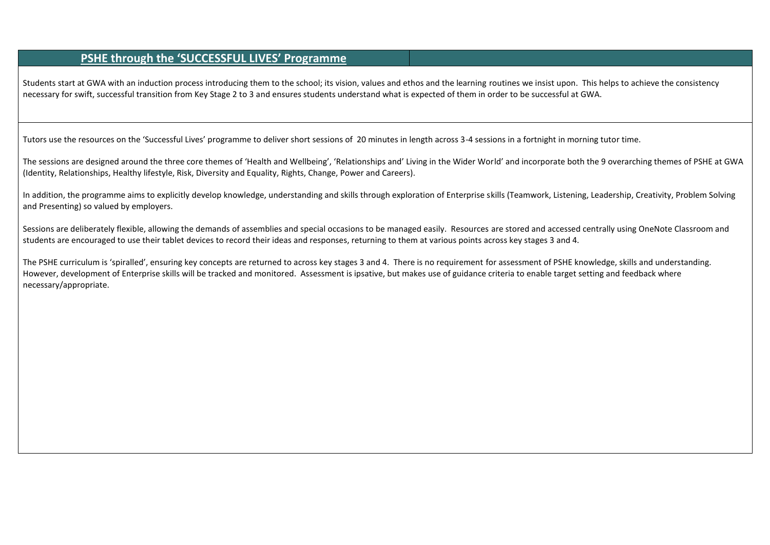## PSHE through the 'SUCCESSFUL LIVES' Programme

Students start at GWA with an induction process introducing them to the school; its vision, values and ethos and the learning routines we insist upon. This helps to achieve the consistency necessary for swift, successful transition from Key Stage 2 to 3 and ensures students understand what is expected of them in order to be successful at GWA.

Tutors use the resources on the 'Successful Lives' programme to deliver short sessions of 20 minutes in length across 3-4 sessions in a fortnight in morning tutor time.

The sessions are designed around the three core themes of 'Health and Wellbeing', 'Relationships and' Living in the Wider World' and incorporate both the 9 overarching themes of PSHE at GWA (Identity, Relationships, Healthy lifestyle, Risk, Diversity and Equality, Rights, Change, Power and Careers).

In addition, the programme aims to explicitly develop knowledge, understanding and skills through exploration of Enterprise skills (Teamwork, Listening, Leadership, Creativity, Problem Solving and Presenting) so valued by employers.

Sessions are deliberately flexible, allowing the demands of assemblies and special occasions to be managed easily. Resources are stored and accessed centrally using OneNote Classroom and students are encouraged to use their tablet devices to record their ideas and responses, returning to them at various points across key stages 3 and 4.

The PSHE curriculum is 'spiralled', ensuring key concepts are returned to across key stages 3 and 4. There is no requirement for assessment of PSHE knowledge, skills and understanding. However, development of Enterprise skills will be tracked and monitored. Assessment is ipsative, but makes use of guidance criteria to enable target setting and feedback where necessary/appropriate.